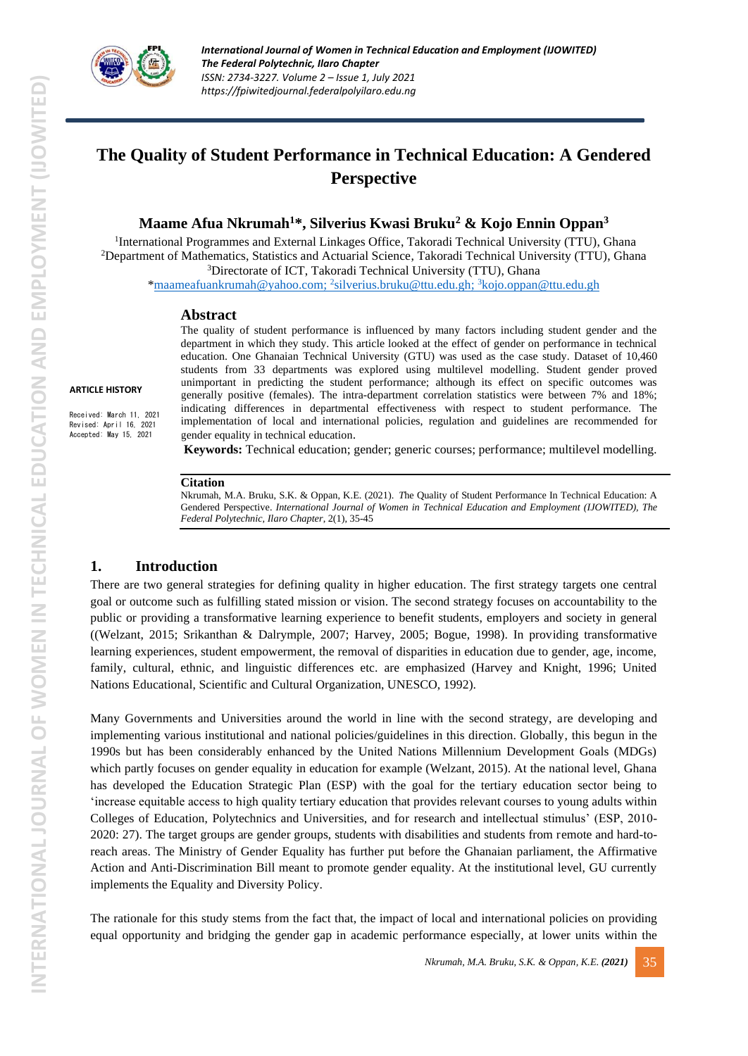# The Quality of Student Performance in Technical Education: A Gendered Perspective

**Maame Afua Nkrumah[1]*, Silverius Kwasi Bruku[2] & Kojo Ennin Oppan[3]**

[1]International Programmes and External Linkages Office, Takoradi Technical University (TTU), Ghana
[2]Department of Mathematics, Statistics and Actuarial Science, Takoradi Technical University (TTU), Ghana
[3]Directorate of ICT, Takoradi Technical University (TTU), Ghana
*maameafuankrumah@yahoo.com; [2]silverius.bruku@ttu.edu.gh; [3]kojo.oppan@ttu.edu.gh

**ARTICLE HISTORY**

Received: March 11, 2021
Revised: April 16, 2021
Accepted: May 15, 2021

## Abstract

The quality of student performance is influenced by many factors including student gender and the department in which they study. This article looked at the effect of gender on performance in technical education. One Ghanaian Technical University (GTU) was used as the case study. Dataset of 10,460 students from 33 departments was explored using multilevel modelling. Student gender proved unimportant in predicting the student performance; although its effect on specific outcomes was generally positive (females). The intra-department correlation statistics were between 7% and 18%; indicating differences in departmental effectiveness with respect to student performance. The implementation of local and international policies, regulation and guidelines are recommended for gender equality in technical education.

**Keywords:** Technical education; gender; generic courses; performance; multilevel modelling.

**Citation**

Nkrumah, M.A. Bruku, S.K. & Oppan, K.E. (2021). The Quality of Student Performance In Technical Education: A Gendered Perspective. *International Journal of Women in Technical Education and Employment (IJOWITED), The Federal Polytechnic, Ilaro Chapter*, 2(1), 35-45

## 1. Introduction

There are two general strategies for defining quality in higher education. The first strategy targets one central goal or outcome such as fulfilling stated mission or vision. The second strategy focuses on accountability to the public or providing a transformative learning experience to benefit students, employers and society in general ((Welzant, 2015; Srikanthan & Dalrymple, 2007; Harvey, 2005; Bogue, 1998). In providing transformative learning experiences, student empowerment, the removal of disparities in education due to gender, age, income, family, cultural, ethnic, and linguistic differences etc. are emphasized (Harvey and Knight, 1996; United Nations Educational, Scientific and Cultural Organization, UNESCO, 1992).

Many Governments and Universities around the world in line with the second strategy, are developing and implementing various institutional and national policies/guidelines in this direction. Globally, this begun in the 1990s but has been considerably enhanced by the United Nations Millennium Development Goals (MDGs) which partly focuses on gender equality in education for example (Welzant, 2015). At the national level, Ghana has developed the Education Strategic Plan (ESP) with the goal for the tertiary education sector being to 'increase equitable access to high quality tertiary education that provides relevant courses to young adults within Colleges of Education, Polytechnics and Universities, and for research and intellectual stimulus' (ESP, 2010-2020: 27). The target groups are gender groups, students with disabilities and students from remote and hard-to-reach areas. The Ministry of Gender Equality has further put before the Ghanaian parliament, the Affirmative Action and Anti-Discrimination Bill meant to promote gender equality. At the institutional level, GU currently implements the Equality and Diversity Policy.

The rationale for this study stems from the fact that, the impact of local and international policies on providing equal opportunity and bridging the gender gap in academic performance especially, at lower units within the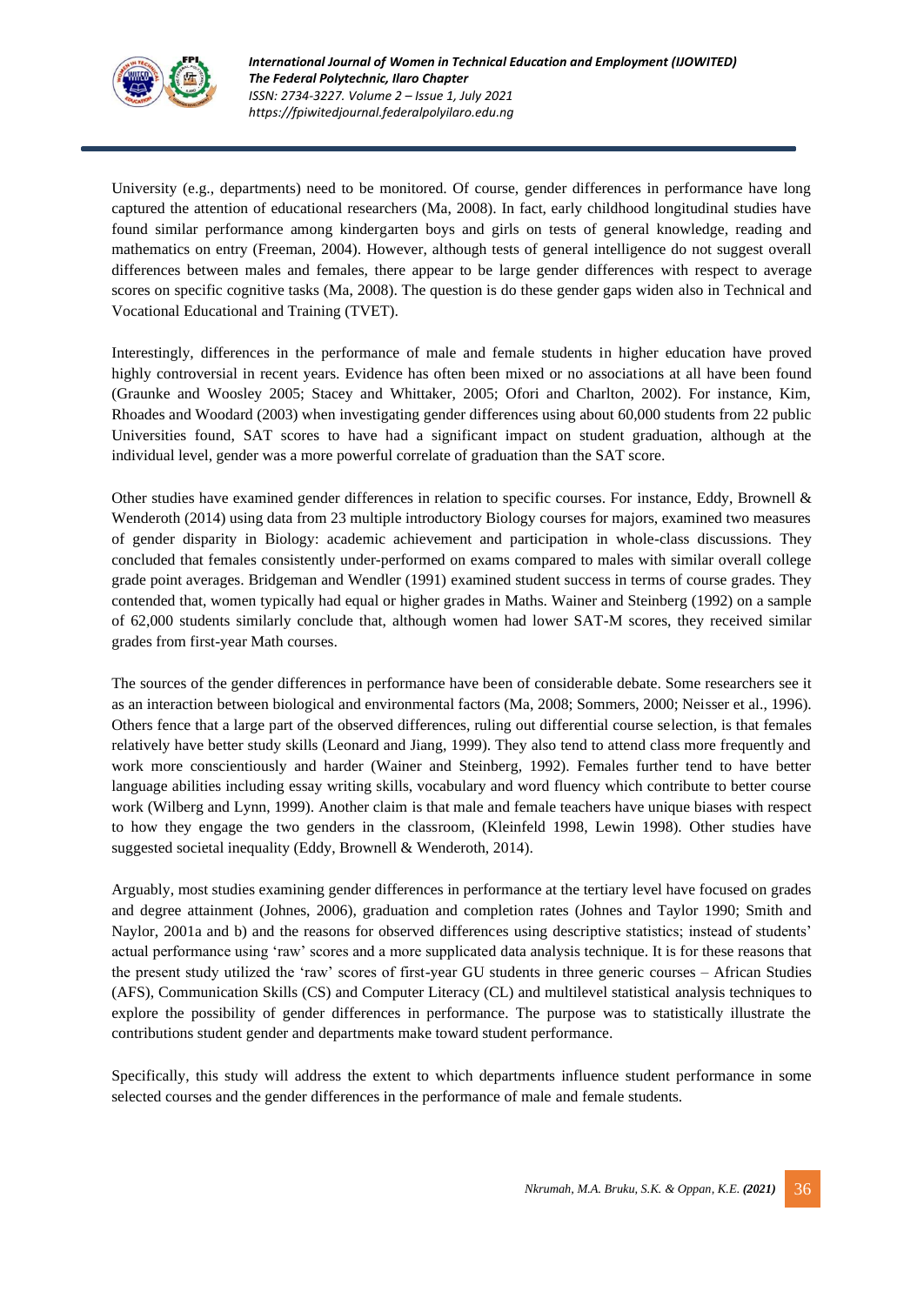University (e.g., departments) need to be monitored. Of course, gender differences in performance have long captured the attention of educational researchers (Ma, 2008). In fact, early childhood longitudinal studies have found similar performance among kindergarten boys and girls on tests of general knowledge, reading and mathematics on entry (Freeman, 2004). However, although tests of general intelligence do not suggest overall differences between males and females, there appear to be large gender differences with respect to average scores on specific cognitive tasks (Ma, 2008). The question is do these gender gaps widen also in Technical and Vocational Educational and Training (TVET).

Interestingly, differences in the performance of male and female students in higher education have proved highly controversial in recent years. Evidence has often been mixed or no associations at all have been found (Graunke and Woosley 2005; Stacey and Whittaker, 2005; Ofori and Charlton, 2002). For instance, Kim, Rhoades and Woodard (2003) when investigating gender differences using about 60,000 students from 22 public Universities found, SAT scores to have had a significant impact on student graduation, although at the individual level, gender was a more powerful correlate of graduation than the SAT score.

Other studies have examined gender differences in relation to specific courses. For instance, Eddy, Brownell & Wenderoth (2014) using data from 23 multiple introductory Biology courses for majors, examined two measures of gender disparity in Biology: academic achievement and participation in whole-class discussions. They concluded that females consistently under-performed on exams compared to males with similar overall college grade point averages. Bridgeman and Wendler (1991) examined student success in terms of course grades. They contended that, women typically had equal or higher grades in Maths. Wainer and Steinberg (1992) on a sample of 62,000 students similarly conclude that, although women had lower SAT-M scores, they received similar grades from first-year Math courses.

The sources of the gender differences in performance have been of considerable debate. Some researchers see it as an interaction between biological and environmental factors (Ma, 2008; Sommers, 2000; Neisser et al., 1996). Others fence that a large part of the observed differences, ruling out differential course selection, is that females relatively have better study skills (Leonard and Jiang, 1999). They also tend to attend class more frequently and work more conscientiously and harder (Wainer and Steinberg, 1992). Females further tend to have better language abilities including essay writing skills, vocabulary and word fluency which contribute to better course work (Wilberg and Lynn, 1999). Another claim is that male and female teachers have unique biases with respect to how they engage the two genders in the classroom, (Kleinfeld 1998, Lewin 1998). Other studies have suggested societal inequality (Eddy, Brownell & Wenderoth, 2014).

Arguably, most studies examining gender differences in performance at the tertiary level have focused on grades and degree attainment (Johnes, 2006), graduation and completion rates (Johnes and Taylor 1990; Smith and Naylor, 2001a and b) and the reasons for observed differences using descriptive statistics; instead of students' actual performance using 'raw' scores and a more supplicated data analysis technique. It is for these reasons that the present study utilized the 'raw' scores of first-year GU students in three generic courses – African Studies (AFS), Communication Skills (CS) and Computer Literacy (CL) and multilevel statistical analysis techniques to explore the possibility of gender differences in performance. The purpose was to statistically illustrate the contributions student gender and departments make toward student performance.

Specifically, this study will address the extent to which departments influence student performance in some selected courses and the gender differences in the performance of male and female students.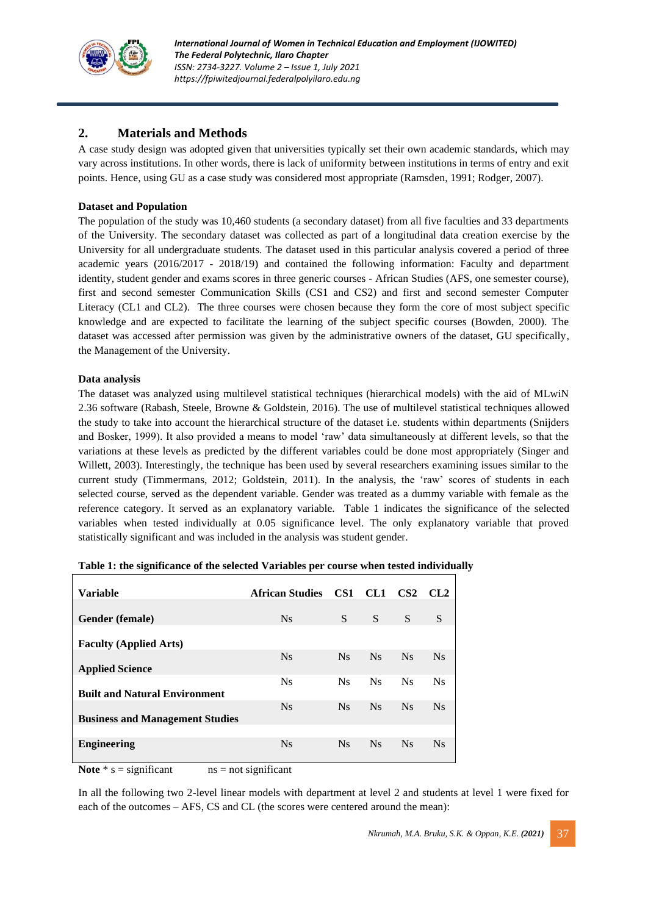## 2. Materials and Methods

A case study design was adopted given that universities typically set their own academic standards, which may vary across institutions. In other words, there is lack of uniformity between institutions in terms of entry and exit points. Hence, using GU as a case study was considered most appropriate (Ramsden, 1991; Rodger, 2007).

**Dataset and Population**

The population of the study was 10,460 students (a secondary dataset) from all five faculties and 33 departments of the University. The secondary dataset was collected as part of a longitudinal data creation exercise by the University for all undergraduate students. The dataset used in this particular analysis covered a period of three academic years (2016/2017 - 2018/19) and contained the following information: Faculty and department identity, student gender and exams scores in three generic courses - African Studies (AFS, one semester course), first and second semester Communication Skills (CS1 and CS2) and first and second semester Computer Literacy (CL1 and CL2). The three courses were chosen because they form the core of most subject specific knowledge and are expected to facilitate the learning of the subject specific courses (Bowden, 2000). The dataset was accessed after permission was given by the administrative owners of the dataset, GU specifically, the Management of the University.

**Data analysis**

The dataset was analyzed using multilevel statistical techniques (hierarchical models) with the aid of MLwiN 2.36 software (Rabash, Steele, Browne & Goldstein, 2016). The use of multilevel statistical techniques allowed the study to take into account the hierarchical structure of the dataset i.e. students within departments (Snijders and Bosker, 1999). It also provided a means to model 'raw' data simultaneously at different levels, so that the variations at these levels as predicted by the different variables could be done most appropriately (Singer and Willett, 2003). Interestingly, the technique has been used by several researchers examining issues similar to the current study (Timmermans, 2012; Goldstein, 2011). In the analysis, the 'raw' scores of students in each selected course, served as the dependent variable. Gender was treated as a dummy variable with female as the reference category. It served as an explanatory variable. Table 1 indicates the significance of the selected variables when tested individually at 0.05 significance level. The only explanatory variable that proved statistically significant and was included in the analysis was student gender.

**Table 1: the significance of the selected Variables per course when tested individually**

| Variable | African Studies | CS1 | CL1 | CS2 | CL2 |
|---|---|---|---|---|---|
| **Gender (female)** | Ns | S | S | S | S |
| **Faculty (Applied Arts)** | | | | | |
| **Applied Science** | Ns | Ns | Ns | Ns | Ns |
| **Built and Natural Environment** | Ns | Ns | Ns | Ns | Ns |
| **Business and Management Studies** | Ns | Ns | Ns | Ns | Ns |
| **Engineering** | Ns | Ns | Ns | Ns | Ns |

**Note** * s = significant    ns = not significant

In all the following two 2-level linear models with department at level 2 and students at level 1 were fixed for each of the outcomes – AFS, CS and CL (the scores were centered around the mean):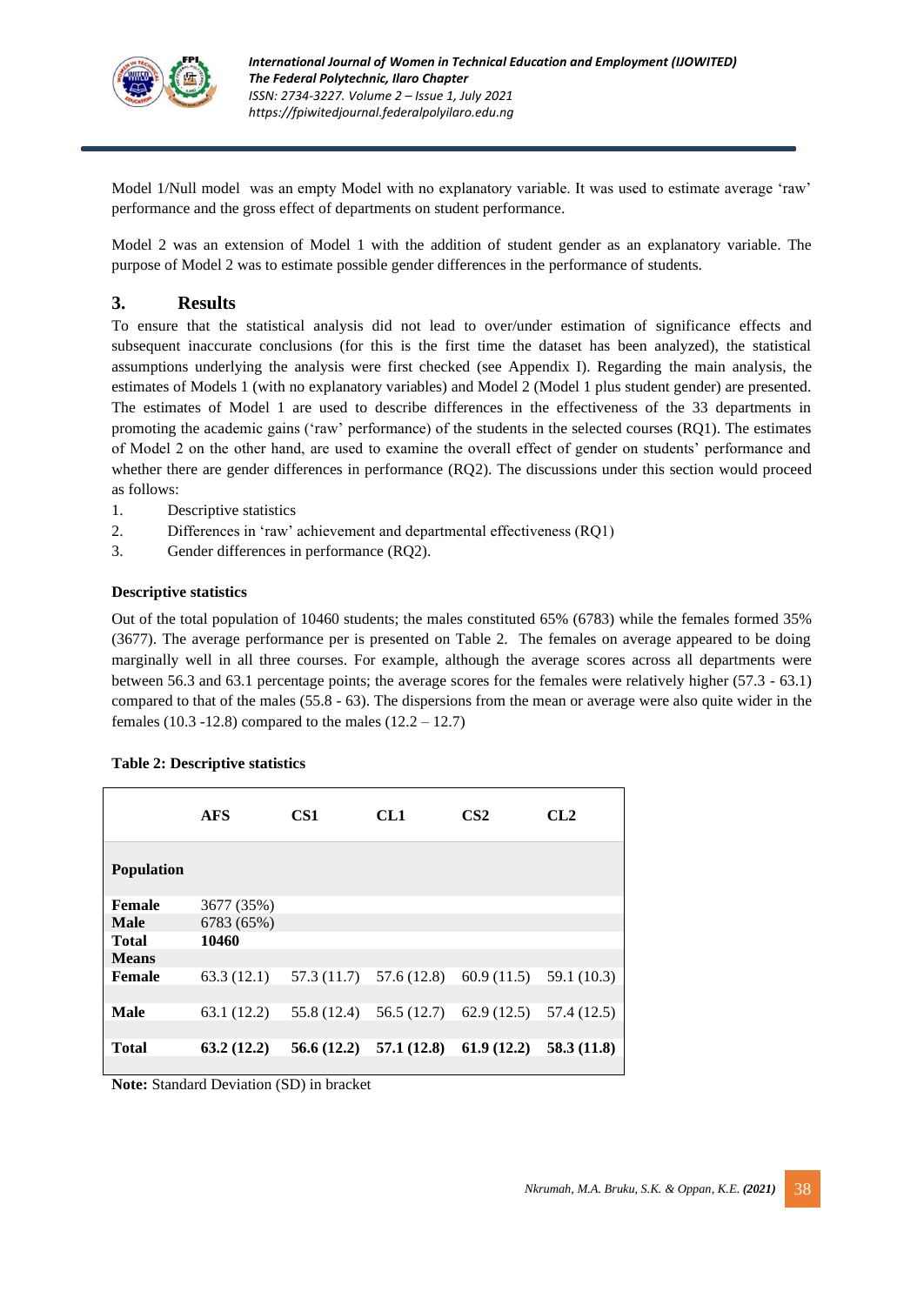Model 1/Null model was an empty Model with no explanatory variable. It was used to estimate average 'raw' performance and the gross effect of departments on student performance.

Model 2 was an extension of Model 1 with the addition of student gender as an explanatory variable. The purpose of Model 2 was to estimate possible gender differences in the performance of students.

## 3. Results

To ensure that the statistical analysis did not lead to over/under estimation of significance effects and subsequent inaccurate conclusions (for this is the first time the dataset has been analyzed), the statistical assumptions underlying the analysis were first checked (see Appendix I). Regarding the main analysis, the estimates of Models 1 (with no explanatory variables) and Model 2 (Model 1 plus student gender) are presented. The estimates of Model 1 are used to describe differences in the effectiveness of the 33 departments in promoting the academic gains ('raw' performance) of the students in the selected courses (RQ1). The estimates of Model 2 on the other hand, are used to examine the overall effect of gender on students' performance and whether there are gender differences in performance (RQ2). The discussions under this section would proceed as follows:

1. Descriptive statistics
2. Differences in 'raw' achievement and departmental effectiveness (RQ1)
3. Gender differences in performance (RQ2).

### Descriptive statistics

Out of the total population of 10460 students; the males constituted 65% (6783) while the females formed 35% (3677). The average performance per is presented on Table 2. The females on average appeared to be doing marginally well in all three courses. For example, although the average scores across all departments were between 56.3 and 63.1 percentage points; the average scores for the females were relatively higher (57.3 - 63.1) compared to that of the males (55.8 - 63). The dispersions from the mean or average were also quite wider in the females (10.3 -12.8) compared to the males (12.2 – 12.7)

**Table 2: Descriptive statistics**

| | **AFS** | **CS1** | **CL1** | **CS2** | **CL2** |
|---|---|---|---|---|---|
| **Population** | | | | | |
| **Female** | 3677 (35%) | | | | |
| **Male** | 6783 (65%) | | | | |
| **Total** | **10460** | | | | |
| **Means** | | | | | |
| **Female** | 63.3 (12.1) | 57.3 (11.7) | 57.6 (12.8) | 60.9 (11.5) | 59.1 (10.3) |
| **Male** | 63.1 (12.2) | 55.8 (12.4) | 56.5 (12.7) | 62.9 (12.5) | 57.4 (12.5) |
| **Total** | **63.2 (12.2)** | **56.6 (12.2)** | **57.1 (12.8)** | **61.9 (12.2)** | **58.3 (11.8)** |

**Note:** Standard Deviation (SD) in bracket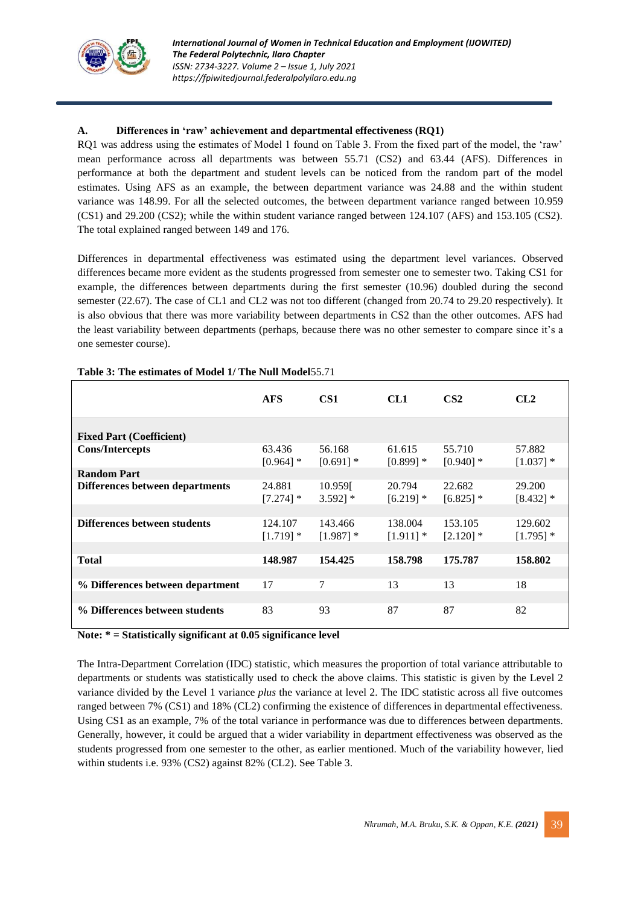### A. Differences in 'raw' achievement and departmental effectiveness (RQ1)

RQ1 was address using the estimates of Model 1 found on Table 3. From the fixed part of the model, the 'raw' mean performance across all departments was between 55.71 (CS2) and 63.44 (AFS). Differences in performance at both the department and student levels can be noticed from the random part of the model estimates. Using AFS as an example, the between department variance was 24.88 and the within student variance was 148.99. For all the selected outcomes, the between department variance ranged between 10.959 (CS1) and 29.200 (CS2); while the within student variance ranged between 124.107 (AFS) and 153.105 (CS2). The total explained ranged between 149 and 176.

Differences in departmental effectiveness was estimated using the department level variances. Observed differences became more evident as the students progressed from semester one to semester two. Taking CS1 for example, the differences between departments during the first semester (10.96) doubled during the second semester (22.67). The case of CL1 and CL2 was not too different (changed from 20.74 to 29.20 respectively). It is also obvious that there was more variability between departments in CS2 than the other outcomes. AFS had the least variability between departments (perhaps, because there was no other semester to compare since it's a one semester course).

**Table 3: The estimates of Model 1/ The Null Model**55.71

| | AFS | CS1 | CL1 | CS2 | CL2 |
|---|---|---|---|---|---|
| **Fixed Part (Coefficient)** | | | | | |
| **Cons/Intercepts** | 63.436 [0.964] * | 56.168 [0.691] * | 61.615 [0.899] * | 55.710 [0.940] * | 57.882 [1.037] * |
| **Random Part** | | | | | |
| **Differences between departments** | 24.881 [7.274] * | 10.959[ 3.592] * | 20.794 [6.219] * | 22.682 [6.825] * | 29.200 [8.432] * |
| **Differences between students** | 124.107 [1.719] * | 143.466 [1.987] * | 138.004 [1.911] * | 153.105 [2.120] * | 129.602 [1.795] * |
| **Total** | **148.987** | **154.425** | **158.798** | **175.787** | **158.802** |
| **% Differences between department** | 17 | 7 | 13 | 13 | 18 |
| **% Differences between students** | 83 | 93 | 87 | 87 | 82 |

**Note: * = Statistically significant at 0.05 significance level**

The Intra-Department Correlation (IDC) statistic, which measures the proportion of total variance attributable to departments or students was statistically used to check the above claims. This statistic is given by the Level 2 variance divided by the Level 1 variance *plus* the variance at level 2. The IDC statistic across all five outcomes ranged between 7% (CS1) and 18% (CL2) confirming the existence of differences in departmental effectiveness. Using CS1 as an example, 7% of the total variance in performance was due to differences between departments. Generally, however, it could be argued that a wider variability in department effectiveness was observed as the students progressed from one semester to the other, as earlier mentioned. Much of the variability however, lied within students i.e. 93% (CS2) against 82% (CL2). See Table 3.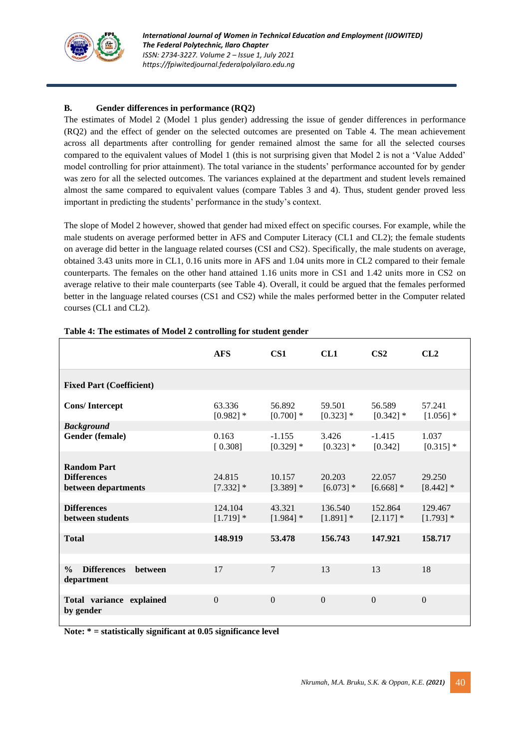### B. Gender differences in performance (RQ2)

The estimates of Model 2 (Model 1 plus gender) addressing the issue of gender differences in performance (RQ2) and the effect of gender on the selected outcomes are presented on Table 4. The mean achievement across all departments after controlling for gender remained almost the same for all the selected courses compared to the equivalent values of Model 1 (this is not surprising given that Model 2 is not a 'Value Added' model controlling for prior attainment). The total variance in the students' performance accounted for by gender was zero for all the selected outcomes. The variances explained at the department and student levels remained almost the same compared to equivalent values (compare Tables 3 and 4). Thus, student gender proved less important in predicting the students' performance in the study's context.

The slope of Model 2 however, showed that gender had mixed effect on specific courses. For example, while the male students on average performed better in AFS and Computer Literacy (CL1 and CL2); the female students on average did better in the language related courses (CSI and CS2). Specifically, the male students on average, obtained 3.43 units more in CL1, 0.16 units more in AFS and 1.04 units more in CL2 compared to their female counterparts. The females on the other hand attained 1.16 units more in CS1 and 1.42 units more in CS2 on average relative to their male counterparts (see Table 4). Overall, it could be argued that the females performed better in the language related courses (CS1 and CS2) while the males performed better in the Computer related courses (CL1 and CL2).

**Table 4: The estimates of Model 2 controlling for student gender**

| | AFS | CS1 | CL1 | CS2 | CL2 |
|---|---|---|---|---|---|
| **Fixed Part (Coefficient)** | | | | | |
| **Cons/ Intercept** | 63.336 [0.982] * | 56.892 [0.700] * | 59.501 [0.323] * | 56.589 [0.342] * | 57.241 [1.056] * |
| ***Background*** | | | | | |
| **Gender (female)** | 0.163 [ 0.308] | -1.155 [0.329] * | 3.426 [0.323] * | -1.415 [0.342] | 1.037 [0.315] * |
| **Random Part** | | | | | |
| **Differences between departments** | 24.815 [7.332] * | 10.157 [3.389] * | 20.203 [6.073] * | 22.057 [6.668] * | 29.250 [8.442] * |
| **Differences between students** | 124.104 [1.719] * | 43.321 [1.984] * | 136.540 [1.891] * | 152.864 [2.117] * | 129.467 [1.793] * |
| **Total** | **148.919** | **53.478** | **156.743** | **147.921** | **158.717** |
| **% Differences between department** | 17 | 7 | 13 | 13 | 18 |
| **Total variance explained by gender** | 0 | 0 | 0 | 0 | 0 |

**Note: * = statistically significant at 0.05 significance level**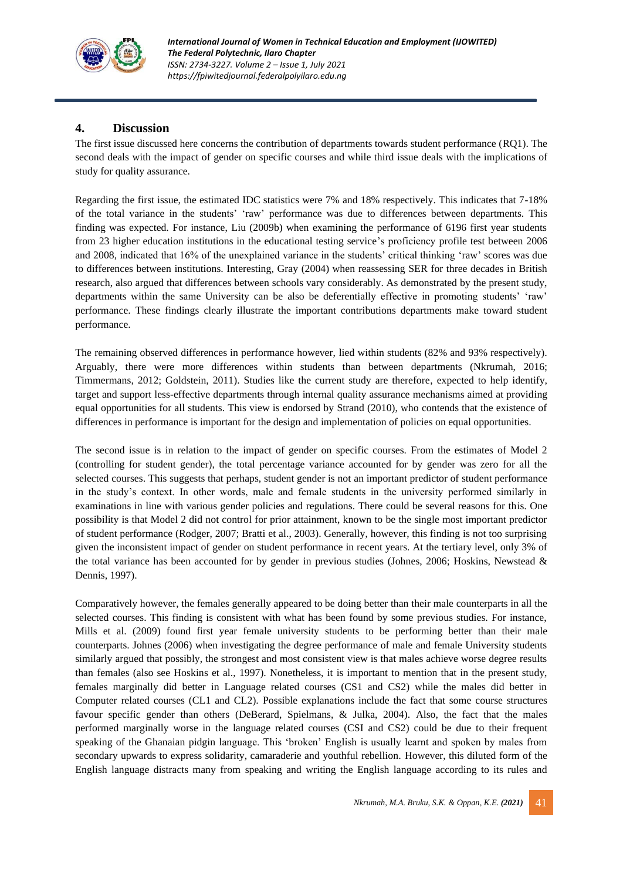## 4. Discussion

The first issue discussed here concerns the contribution of departments towards student performance (RQ1). The second deals with the impact of gender on specific courses and while third issue deals with the implications of study for quality assurance.

Regarding the first issue, the estimated IDC statistics were 7% and 18% respectively. This indicates that 7-18% of the total variance in the students' 'raw' performance was due to differences between departments. This finding was expected. For instance, Liu (2009b) when examining the performance of 6196 first year students from 23 higher education institutions in the educational testing service's proficiency profile test between 2006 and 2008, indicated that 16% of the unexplained variance in the students' critical thinking 'raw' scores was due to differences between institutions. Interesting, Gray (2004) when reassessing SER for three decades in British research, also argued that differences between schools vary considerably. As demonstrated by the present study, departments within the same University can be also be deferentially effective in promoting students' 'raw' performance. These findings clearly illustrate the important contributions departments make toward student performance.

The remaining observed differences in performance however, lied within students (82% and 93% respectively). Arguably, there were more differences within students than between departments (Nkrumah, 2016; Timmermans, 2012; Goldstein, 2011). Studies like the current study are therefore, expected to help identify, target and support less-effective departments through internal quality assurance mechanisms aimed at providing equal opportunities for all students. This view is endorsed by Strand (2010), who contends that the existence of differences in performance is important for the design and implementation of policies on equal opportunities.

The second issue is in relation to the impact of gender on specific courses. From the estimates of Model 2 (controlling for student gender), the total percentage variance accounted for by gender was zero for all the selected courses. This suggests that perhaps, student gender is not an important predictor of student performance in the study's context. In other words, male and female students in the university performed similarly in examinations in line with various gender policies and regulations. There could be several reasons for this. One possibility is that Model 2 did not control for prior attainment, known to be the single most important predictor of student performance (Rodger, 2007; Bratti et al., 2003). Generally, however, this finding is not too surprising given the inconsistent impact of gender on student performance in recent years. At the tertiary level, only 3% of the total variance has been accounted for by gender in previous studies (Johnes, 2006; Hoskins, Newstead & Dennis, 1997).

Comparatively however, the females generally appeared to be doing better than their male counterparts in all the selected courses. This finding is consistent with what has been found by some previous studies. For instance, Mills et al. (2009) found first year female university students to be performing better than their male counterparts. Johnes (2006) when investigating the degree performance of male and female University students similarly argued that possibly, the strongest and most consistent view is that males achieve worse degree results than females (also see Hoskins et al., 1997). Nonetheless, it is important to mention that in the present study, females marginally did better in Language related courses (CS1 and CS2) while the males did better in Computer related courses (CL1 and CL2). Possible explanations include the fact that some course structures favour specific gender than others (DeBerard, Spielmans, & Julka, 2004). Also, the fact that the males performed marginally worse in the language related courses (CSI and CS2) could be due to their frequent speaking of the Ghanaian pidgin language. This 'broken' English is usually learnt and spoken by males from secondary upwards to express solidarity, camaraderie and youthful rebellion. However, this diluted form of the English language distracts many from speaking and writing the English language according to its rules and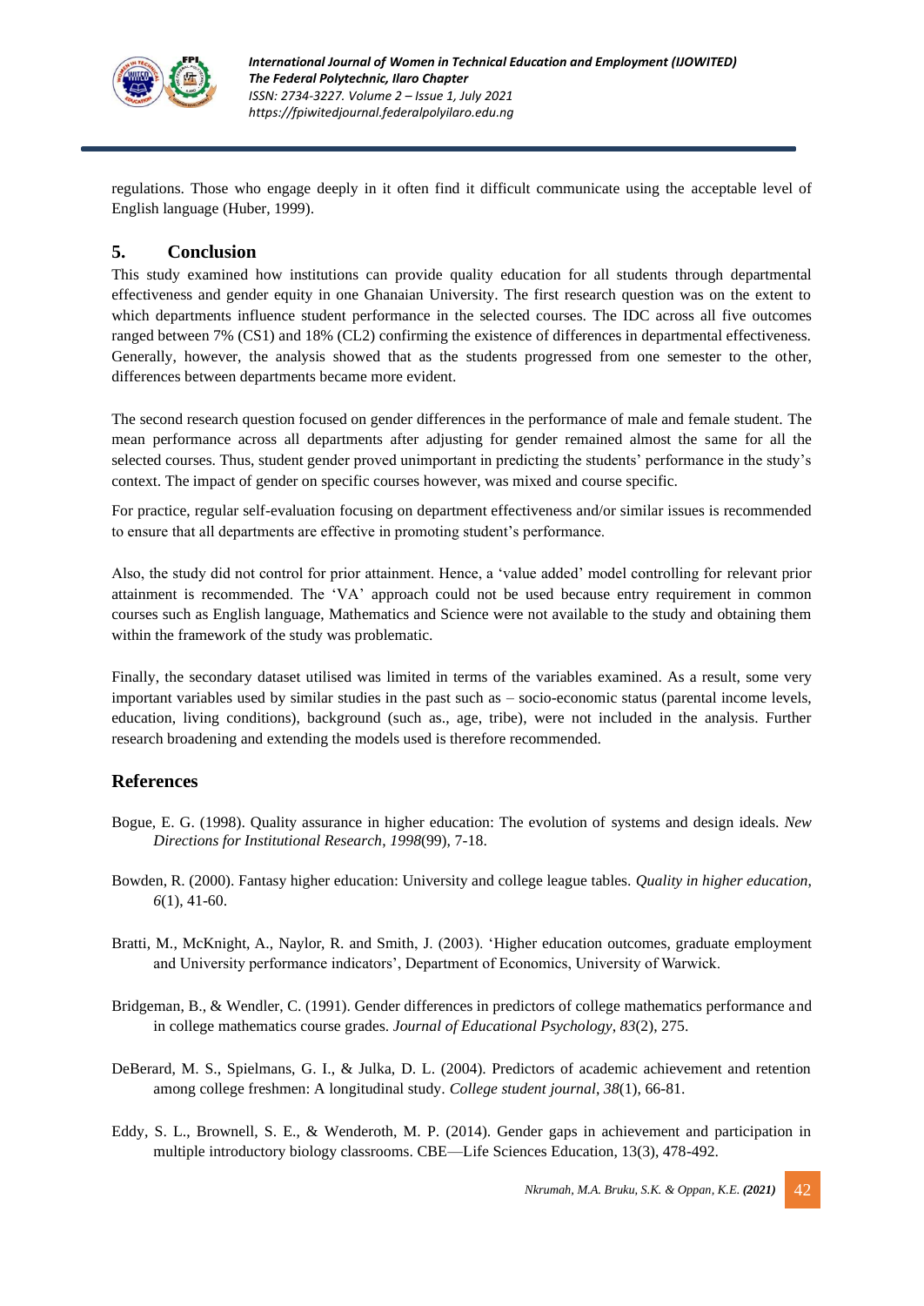regulations. Those who engage deeply in it often find it difficult communicate using the acceptable level of English language (Huber, 1999).

## 5. Conclusion

This study examined how institutions can provide quality education for all students through departmental effectiveness and gender equity in one Ghanaian University. The first research question was on the extent to which departments influence student performance in the selected courses. The IDC across all five outcomes ranged between 7% (CS1) and 18% (CL2) confirming the existence of differences in departmental effectiveness. Generally, however, the analysis showed that as the students progressed from one semester to the other, differences between departments became more evident.

The second research question focused on gender differences in the performance of male and female student. The mean performance across all departments after adjusting for gender remained almost the same for all the selected courses. Thus, student gender proved unimportant in predicting the students' performance in the study's context. The impact of gender on specific courses however, was mixed and course specific.

For practice, regular self-evaluation focusing on department effectiveness and/or similar issues is recommended to ensure that all departments are effective in promoting student's performance.

Also, the study did not control for prior attainment. Hence, a 'value added' model controlling for relevant prior attainment is recommended. The 'VA' approach could not be used because entry requirement in common courses such as English language, Mathematics and Science were not available to the study and obtaining them within the framework of the study was problematic.

Finally, the secondary dataset utilised was limited in terms of the variables examined. As a result, some very important variables used by similar studies in the past such as – socio-economic status (parental income levels, education, living conditions), background (such as., age, tribe), were not included in the analysis. Further research broadening and extending the models used is therefore recommended.

## References

Bogue, E. G. (1998). Quality assurance in higher education: The evolution of systems and design ideals. *New Directions for Institutional Research*, *1998*(99), 7-18.

Bowden, R. (2000). Fantasy higher education: University and college league tables. *Quality in higher education*, *6*(1), 41-60.

Bratti, M., McKnight, A., Naylor, R. and Smith, J. (2003). 'Higher education outcomes, graduate employment and University performance indicators', Department of Economics, University of Warwick.

Bridgeman, B., & Wendler, C. (1991). Gender differences in predictors of college mathematics performance and in college mathematics course grades. *Journal of Educational Psychology*, *83*(2), 275.

DeBerard, M. S., Spielmans, G. I., & Julka, D. L. (2004). Predictors of academic achievement and retention among college freshmen: A longitudinal study. *College student journal*, *38*(1), 66-81.

Eddy, S. L., Brownell, S. E., & Wenderoth, M. P. (2014). Gender gaps in achievement and participation in multiple introductory biology classrooms. CBE—Life Sciences Education, 13(3), 478-492.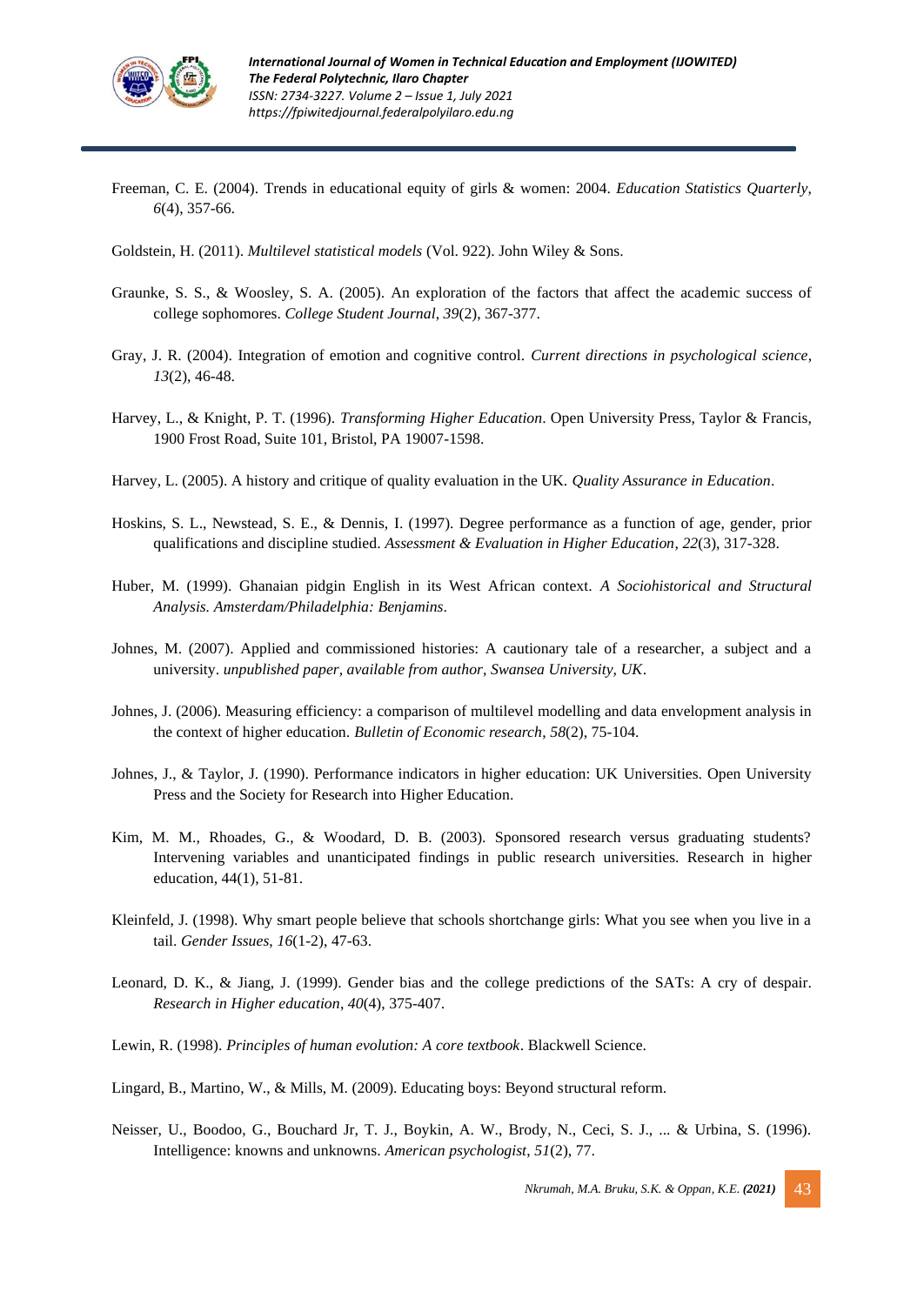Freeman, C. E. (2004). Trends in educational equity of girls & women: 2004. *Education Statistics Quarterly*, *6*(4), 357-66.

Goldstein, H. (2011). *Multilevel statistical models* (Vol. 922). John Wiley & Sons.

Graunke, S. S., & Woosley, S. A. (2005). An exploration of the factors that affect the academic success of college sophomores. *College Student Journal*, *39*(2), 367-377.

Gray, J. R. (2004). Integration of emotion and cognitive control. *Current directions in psychological science*, *13*(2), 46-48.

Harvey, L., & Knight, P. T. (1996). *Transforming Higher Education*. Open University Press, Taylor & Francis, 1900 Frost Road, Suite 101, Bristol, PA 19007-1598.

Harvey, L. (2005). A history and critique of quality evaluation in the UK. *Quality Assurance in Education*.

Hoskins, S. L., Newstead, S. E., & Dennis, I. (1997). Degree performance as a function of age, gender, prior qualifications and discipline studied. *Assessment & Evaluation in Higher Education*, *22*(3), 317-328.

Huber, M. (1999). Ghanaian pidgin English in its West African context. *A Sociohistorical and Structural Analysis. Amsterdam/Philadelphia: Benjamins*.

Johnes, M. (2007). Applied and commissioned histories: A cautionary tale of a researcher, a subject and a university. *unpublished paper, available from author, Swansea University, UK*.

Johnes, J. (2006). Measuring efficiency: a comparison of multilevel modelling and data envelopment analysis in the context of higher education. *Bulletin of Economic research*, *58*(2), 75-104.

Johnes, J., & Taylor, J. (1990). Performance indicators in higher education: UK Universities. Open University Press and the Society for Research into Higher Education.

Kim, M. M., Rhoades, G., & Woodard, D. B. (2003). Sponsored research versus graduating students? Intervening variables and unanticipated findings in public research universities. Research in higher education, 44(1), 51-81.

Kleinfeld, J. (1998). Why smart people believe that schools shortchange girls: What you see when you live in a tail. *Gender Issues*, *16*(1-2), 47-63.

Leonard, D. K., & Jiang, J. (1999). Gender bias and the college predictions of the SATs: A cry of despair. *Research in Higher education*, *40*(4), 375-407.

Lewin, R. (1998). *Principles of human evolution: A core textbook*. Blackwell Science.

Lingard, B., Martino, W., & Mills, M. (2009). Educating boys: Beyond structural reform.

Neisser, U., Boodoo, G., Bouchard Jr, T. J., Boykin, A. W., Brody, N., Ceci, S. J., ... & Urbina, S. (1996). Intelligence: knowns and unknowns. *American psychologist*, *51*(2), 77.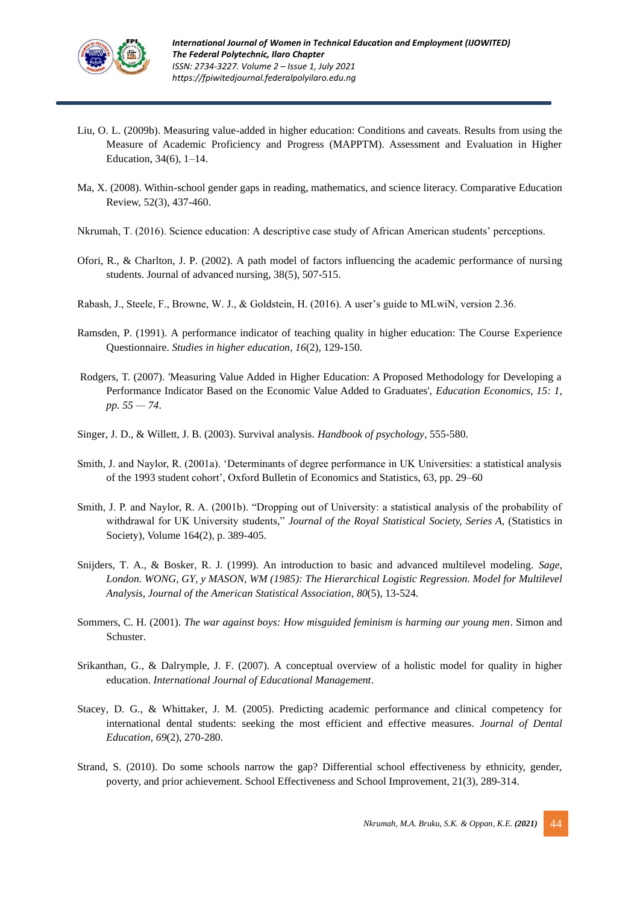Liu, O. L. (2009b). Measuring value-added in higher education: Conditions and caveats. Results from using the Measure of Academic Proficiency and Progress (MAPPTM). Assessment and Evaluation in Higher Education, 34(6), 1–14.

Ma, X. (2008). Within-school gender gaps in reading, mathematics, and science literacy. Comparative Education Review, 52(3), 437-460.

Nkrumah, T. (2016). Science education: A descriptive case study of African American students' perceptions.

Ofori, R., & Charlton, J. P. (2002). A path model of factors influencing the academic performance of nursing students. Journal of advanced nursing, 38(5), 507-515.

Rabash, J., Steele, F., Browne, W. J., & Goldstein, H. (2016). A user's guide to MLwiN, version 2.36.

Ramsden, P. (1991). A performance indicator of teaching quality in higher education: The Course Experience Questionnaire. *Studies in higher education*, *16*(2), 129-150.

Rodgers, T. (2007). 'Measuring Value Added in Higher Education: A Proposed Methodology for Developing a Performance Indicator Based on the Economic Value Added to Graduates', *Education Economics, 15: 1, pp. 55 — 74*.

Singer, J. D., & Willett, J. B. (2003). Survival analysis. *Handbook of psychology*, 555-580.

Smith, J. and Naylor, R. (2001a). 'Determinants of degree performance in UK Universities: a statistical analysis of the 1993 student cohort', Oxford Bulletin of Economics and Statistics, 63, pp. 29–60

Smith, J. P. and Naylor, R. A. (2001b). "Dropping out of University: a statistical analysis of the probability of withdrawal for UK University students," *Journal of the Royal Statistical Society, Series A,* (Statistics in Society), Volume 164(2), p. 389-405.

Snijders, T. A., & Bosker, R. J. (1999). An introduction to basic and advanced multilevel modeling. *Sage, London. WONG, GY, y MASON, WM (1985): The Hierarchical Logistic Regression. Model for Multilevel Analysis, Journal of the American Statistical Association*, *80*(5), 13-524.

Sommers, C. H. (2001). *The war against boys: How misguided feminism is harming our young men*. Simon and Schuster.

Srikanthan, G., & Dalrymple, J. F. (2007). A conceptual overview of a holistic model for quality in higher education. *International Journal of Educational Management*.

Stacey, D. G., & Whittaker, J. M. (2005). Predicting academic performance and clinical competency for international dental students: seeking the most efficient and effective measures. *Journal of Dental Education*, *69*(2), 270-280.

Strand, S. (2010). Do some schools narrow the gap? Differential school effectiveness by ethnicity, gender, poverty, and prior achievement. School Effectiveness and School Improvement, 21(3), 289-314.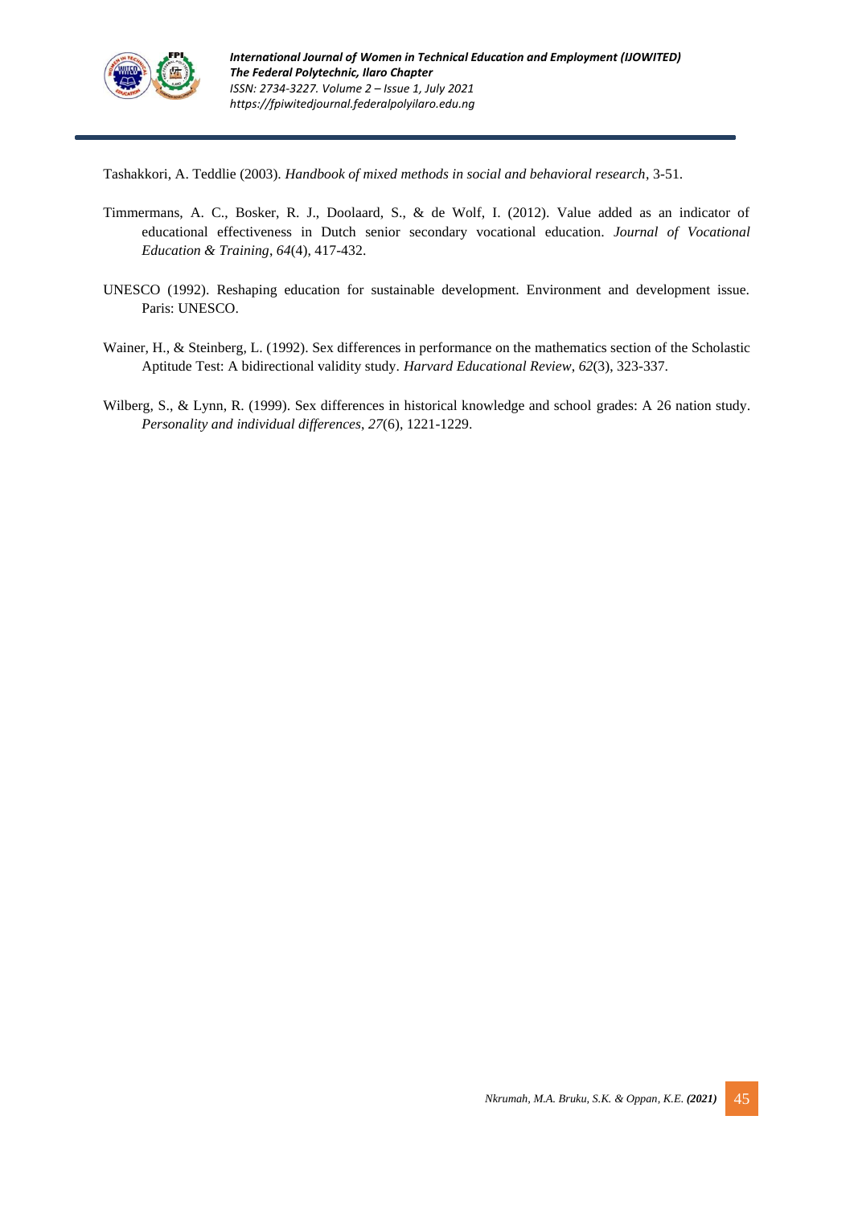Tashakkori, A. Teddlie (2003). *Handbook of mixed methods in social and behavioral research*, 3-51.

Timmermans, A. C., Bosker, R. J., Doolaard, S., & de Wolf, I. (2012). Value added as an indicator of educational effectiveness in Dutch senior secondary vocational education. *Journal of Vocational Education & Training*, *64*(4), 417-432.

UNESCO (1992). Reshaping education for sustainable development. Environment and development issue. Paris: UNESCO.

Wainer, H., & Steinberg, L. (1992). Sex differences in performance on the mathematics section of the Scholastic Aptitude Test: A bidirectional validity study. *Harvard Educational Review*, *62*(3), 323-337.

Wilberg, S., & Lynn, R. (1999). Sex differences in historical knowledge and school grades: A 26 nation study. *Personality and individual differences*, *27*(6), 1221-1229.